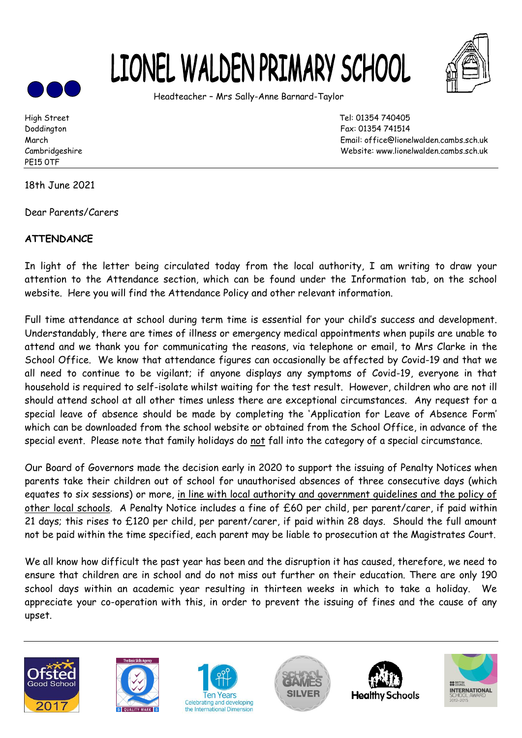# LIONEL WALDEN PRIMARY SCHOOL

Headteacher – Mrs Sally-Anne Barnard-Taylor

High Street
Doddington
March
Cambridgeshire
PE15 0TF

Tel: 01354 740405
Fax: 01354 741514
Email: office@lionelwalden.cambs.sch.uk
Website: www.lionelwalden.cambs.sch.uk

18th June 2021

Dear Parents/Carers

**ATTENDANCE**

In light of the letter being circulated today from the local authority, I am writing to draw your attention to the Attendance section, which can be found under the Information tab, on the school website. Here you will find the Attendance Policy and other relevant information.

Full time attendance at school during term time is essential for your child's success and development. Understandably, there are times of illness or emergency medical appointments when pupils are unable to attend and we thank you for communicating the reasons, via telephone or email, to Mrs Clarke in the School Office. We know that attendance figures can occasionally be affected by Covid-19 and that we all need to continue to be vigilant; if anyone displays any symptoms of Covid-19, everyone in that household is required to self-isolate whilst waiting for the test result. However, children who are not ill should attend school at all other times unless there are exceptional circumstances. Any request for a special leave of absence should be made by completing the 'Application for Leave of Absence Form' which can be downloaded from the school website or obtained from the School Office, in advance of the special event. Please note that family holidays do not fall into the category of a special circumstance.

Our Board of Governors made the decision early in 2020 to support the issuing of Penalty Notices when parents take their children out of school for unauthorised absences of three consecutive days (which equates to six sessions) or more, in line with local authority and government guidelines and the policy of other local schools. A Penalty Notice includes a fine of £60 per child, per parent/carer, if paid within 21 days; this rises to £120 per child, per parent/carer, if paid within 28 days. Should the full amount not be paid within the time specified, each parent may be liable to prosecution at the Magistrates Court.

We all know how difficult the past year has been and the disruption it has caused, therefore, we need to ensure that children are in school and do not miss out further on their education. There are only 190 school days within an academic year resulting in thirteen weeks in which to take a holiday. We appreciate your co-operation with this, in order to prevent the issuing of fines and the cause of any upset.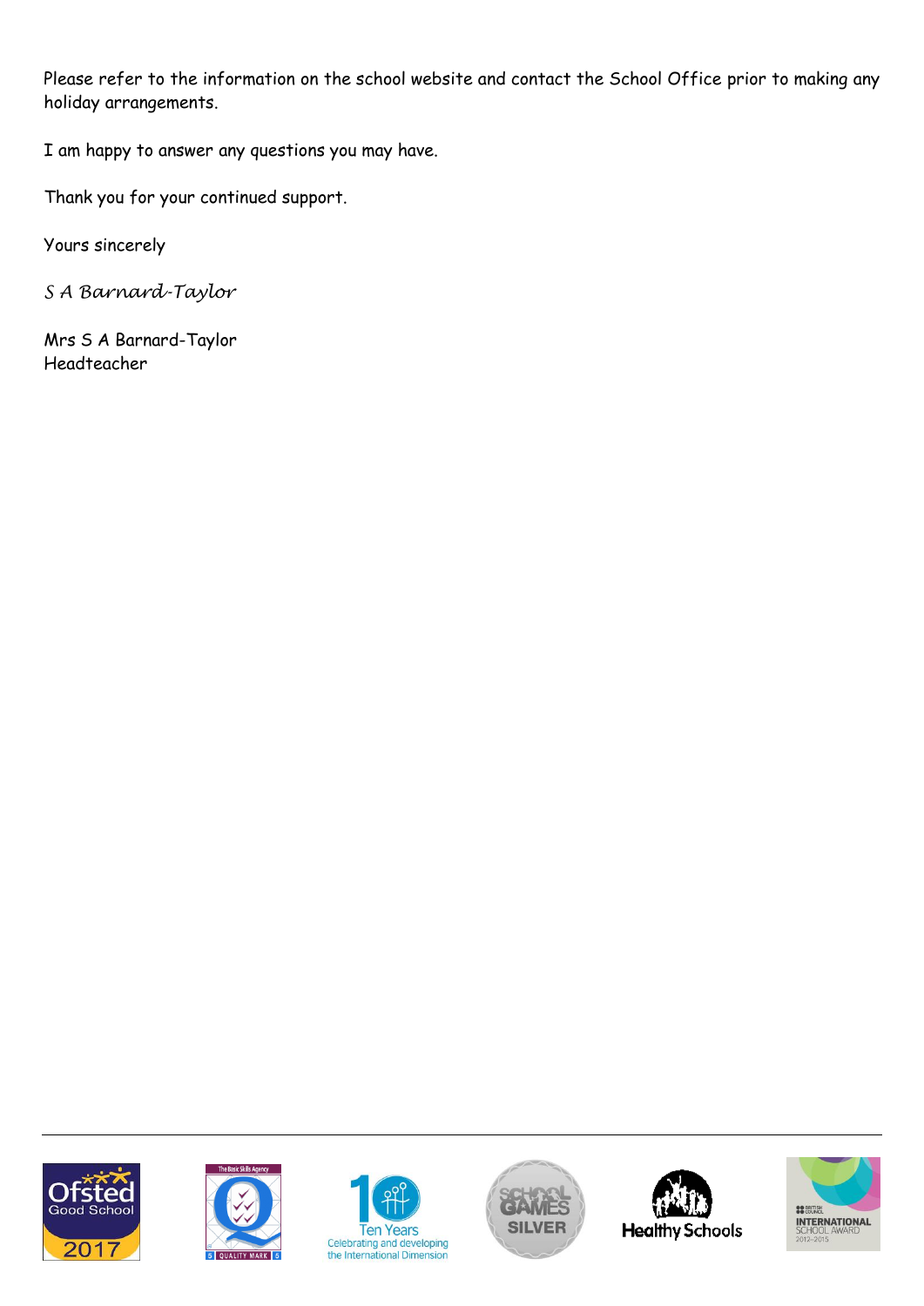Please refer to the information on the school website and contact the School Office prior to making any holiday arrangements.

I am happy to answer any questions you may have.

Thank you for your continued support.

Yours sincerely

*S A Barnard-Taylor*

Mrs S A Barnard-Taylor
Headteacher